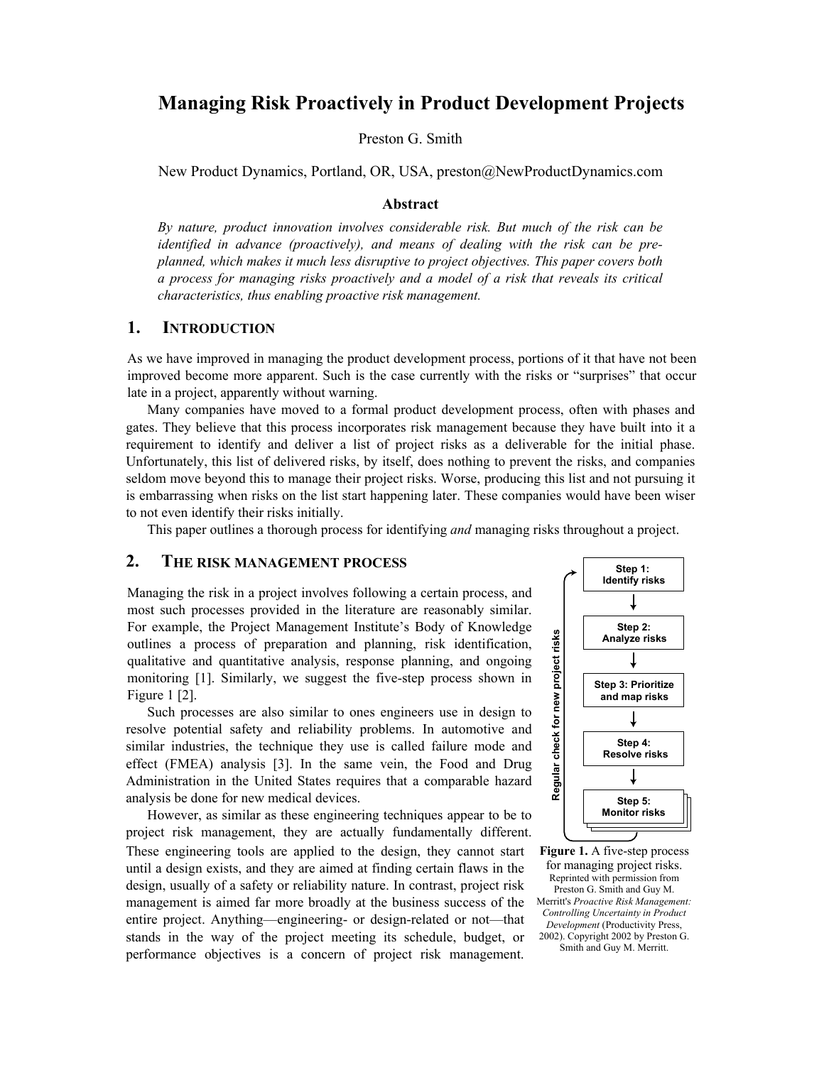# Managing Risk Proactively in Product Development Projects

Preston G. Smith

New Product Dynamics, Portland, OR, USA, preston@NewProductDynamics.com

### Abstract

*By nature, product innovation involves considerable risk. But much of the risk can be identified in advance (proactively), and means of dealing with the risk can be pre-planned, which makes it much less disruptive to project objectives. This paper covers both a process for managing risks proactively and a model of a risk that reveals its critical characteristics, thus enabling proactive risk management.*

## 1. Introduction

As we have improved in managing the product development process, portions of it that have not been improved become more apparent. Such is the case currently with the risks or "surprises" that occur late in a project, apparently without warning.

Many companies have moved to a formal product development process, often with phases and gates. They believe that this process incorporates risk management because they have built into it a requirement to identify and deliver a list of project risks as a deliverable for the initial phase. Unfortunately, this list of delivered risks, by itself, does nothing to prevent the risks, and companies seldom move beyond this to manage their project risks. Worse, producing this list and not pursuing it is embarrassing when risks on the list start happening later. These companies would have been wiser to not even identify their risks initially.

This paper outlines a thorough process for identifying *and* managing risks throughout a project.

## 2. The Risk Management Process

Managing the risk in a project involves following a certain process, and most such processes provided in the literature are reasonably similar. For example, the Project Management Institute's Body of Knowledge outlines a process of preparation and planning, risk identification, qualitative and quantitative analysis, response planning, and ongoing monitoring [1]. Similarly, we suggest the five-step process shown in Figure 1 [2].

Such processes are also similar to ones engineers use in design to resolve potential safety and reliability problems. In automotive and similar industries, the technique they use is called failure mode and effect (FMEA) analysis [3]. In the same vein, the Food and Drug Administration in the United States requires that a comparable hazard analysis be done for new medical devices.

However, as similar as these engineering techniques appear to be to project risk management, they are actually fundamentally different. These engineering tools are applied to the design, they cannot start until a design exists, and they are aimed at finding certain flaws in the design, usually of a safety or reliability nature. In contrast, project risk management is aimed far more broadly at the business success of the entire project. Anything—engineering- or design-related or not—that stands in the way of the project meeting its schedule, budget, or performance objectives is a concern of project risk management.

Step 1: Identify risks → Step 2: Analyze risks → Step 3: Prioritize and map risks → Step 4: Resolve risks → Step 5: Monitor risks (Regular check for new project risks)

**Figure 1.** A five-step process for managing project risks. Reprinted with permission from Preston G. Smith and Guy M. Merritt's *Proactive Risk Management: Controlling Uncertainty in Product Development* (Productivity Press, 2002). Copyright 2002 by Preston G. Smith and Guy M. Merritt.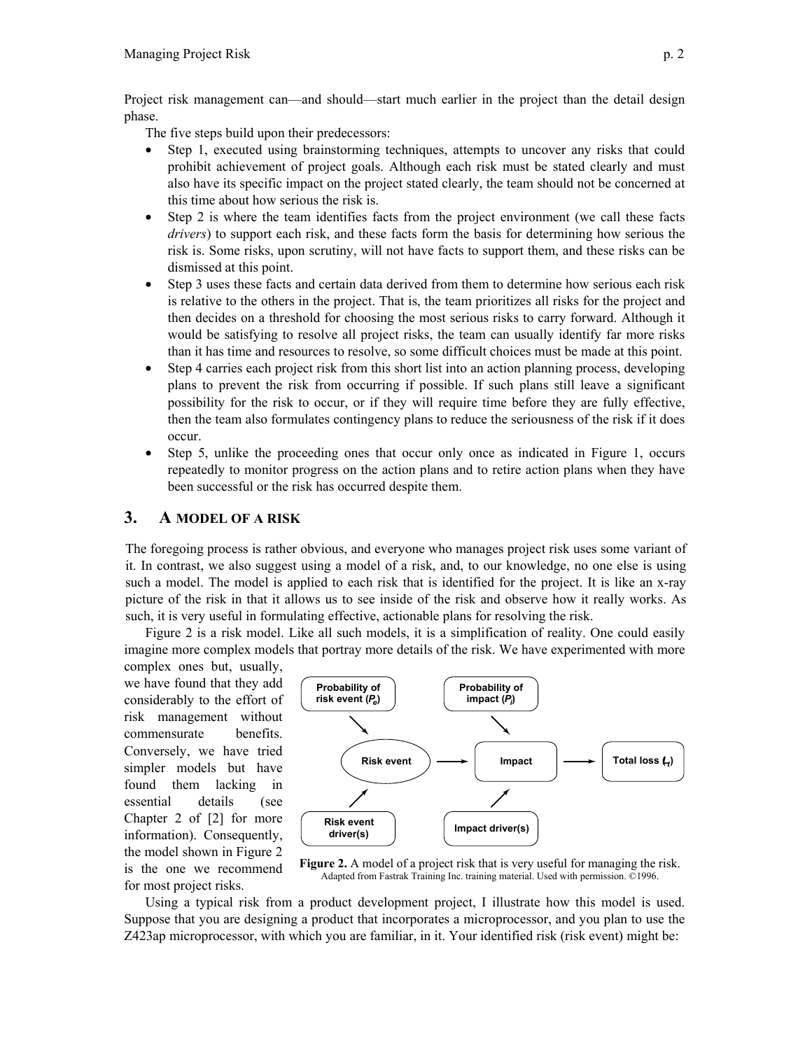Project risk management can—and should—start much earlier in the project than the detail design phase.

The five steps build upon their predecessors:

- Step 1, executed using brainstorming techniques, attempts to uncover any risks that could prohibit achievement of project goals. Although each risk must be stated clearly and must also have its specific impact on the project stated clearly, the team should not be concerned at this time about how serious the risk is.
- Step 2 is where the team identifies facts from the project environment (we call these facts *drivers*) to support each risk, and these facts form the basis for determining how serious the risk is. Some risks, upon scrutiny, will not have facts to support them, and these risks can be dismissed at this point.
- Step 3 uses these facts and certain data derived from them to determine how serious each risk is relative to the others in the project. That is, the team prioritizes all risks for the project and then decides on a threshold for choosing the most serious risks to carry forward. Although it would be satisfying to resolve all project risks, the team can usually identify far more risks than it has time and resources to resolve, so some difficult choices must be made at this point.
- Step 4 carries each project risk from this short list into an action planning process, developing plans to prevent the risk from occurring if possible. If such plans still leave a significant possibility for the risk to occur, or if they will require time before they are fully effective, then the team also formulates contingency plans to reduce the seriousness of the risk if it does occur.
- Step 5, unlike the proceeding ones that occur only once as indicated in Figure 1, occurs repeatedly to monitor progress on the action plans and to retire action plans when they have been successful or the risk has occurred despite them.

## 3. A MODEL OF A RISK

The foregoing process is rather obvious, and everyone who manages project risk uses some variant of it. In contrast, we also suggest using a model of a risk, and, to our knowledge, no one else is using such a model. The model is applied to each risk that is identified for the project. It is like an x-ray picture of the risk in that it allows us to see inside of the risk and observe how it really works. As such, it is very useful in formulating effective, actionable plans for resolving the risk.

Figure 2 is a risk model. Like all such models, it is a simplification of reality. One could easily imagine more complex models that portray more details of the risk. We have experimented with more complex ones but, usually, we have found that they add considerably to the effort of risk management without commensurate benefits. Conversely, we have tried simpler models but have found them lacking in essential details (see Chapter 2 of [2] for more information). Consequently, the model shown in Figure 2 is the one we recommend for most project risks.

Probability of risk event ($P_e$) → Risk event ← Risk event driver(s)

Probability of impact ($P_i$) → Impact ← Impact driver(s)

Risk event → Impact → Total loss ($L_t$)

**Figure 2.** A model of a project risk that is very useful for managing the risk. Adapted from Fastrak Training Inc. training material. Used with permission. ©1996.

Using a typical risk from a product development project, I illustrate how this model is used. Suppose that you are designing a product that incorporates a microprocessor, and you plan to use the Z423ap microprocessor, with which you are familiar, in it. Your identified risk (risk event) might be: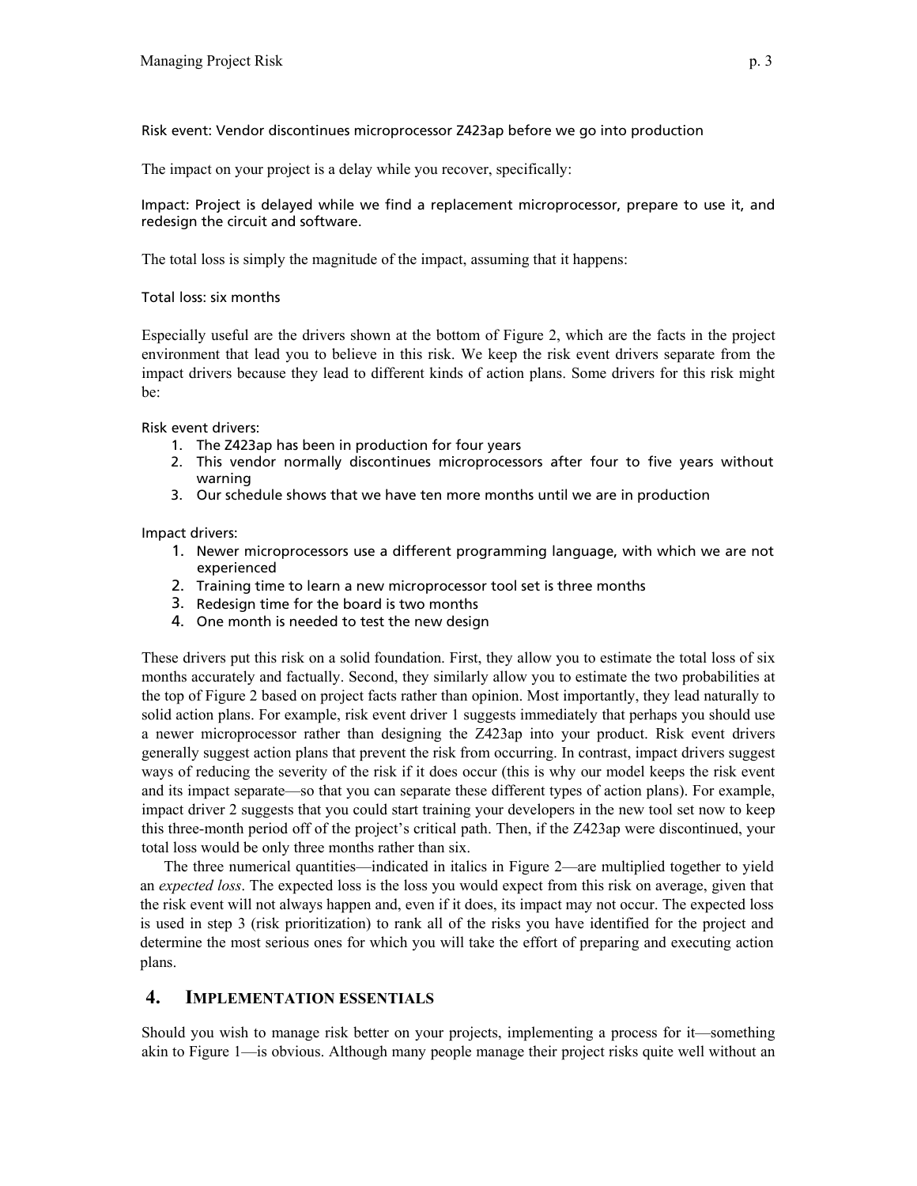Risk event: Vendor discontinues microprocessor Z423ap before we go into production

The impact on your project is a delay while you recover, specifically:

Impact: Project is delayed while we find a replacement microprocessor, prepare to use it, and redesign the circuit and software.

The total loss is simply the magnitude of the impact, assuming that it happens:

Total loss: six months

Especially useful are the drivers shown at the bottom of Figure 2, which are the facts in the project environment that lead you to believe in this risk. We keep the risk event drivers separate from the impact drivers because they lead to different kinds of action plans. Some drivers for this risk might be:

Risk event drivers:

1. The Z423ap has been in production for four years
2. This vendor normally discontinues microprocessors after four to five years without warning
3. Our schedule shows that we have ten more months until we are in production

Impact drivers:

1. Newer microprocessors use a different programming language, with which we are not experienced
2. Training time to learn a new microprocessor tool set is three months
3. Redesign time for the board is two months
4. One month is needed to test the new design

These drivers put this risk on a solid foundation. First, they allow you to estimate the total loss of six months accurately and factually. Second, they similarly allow you to estimate the two probabilities at the top of Figure 2 based on project facts rather than opinion. Most importantly, they lead naturally to solid action plans. For example, risk event driver 1 suggests immediately that perhaps you should use a newer microprocessor rather than designing the Z423ap into your product. Risk event drivers generally suggest action plans that prevent the risk from occurring. In contrast, impact drivers suggest ways of reducing the severity of the risk if it does occur (this is why our model keeps the risk event and its impact separate—so that you can separate these different types of action plans). For example, impact driver 2 suggests that you could start training your developers in the new tool set now to keep this three-month period off of the project's critical path. Then, if the Z423ap were discontinued, your total loss would be only three months rather than six.

The three numerical quantities—indicated in italics in Figure 2—are multiplied together to yield an *expected loss*. The expected loss is the loss you would expect from this risk on average, given that the risk event will not always happen and, even if it does, its impact may not occur. The expected loss is used in step 3 (risk prioritization) to rank all of the risks you have identified for the project and determine the most serious ones for which you will take the effort of preparing and executing action plans.

## 4. Implementation Essentials

Should you wish to manage risk better on your projects, implementing a process for it—something akin to Figure 1—is obvious. Although many people manage their project risks quite well without an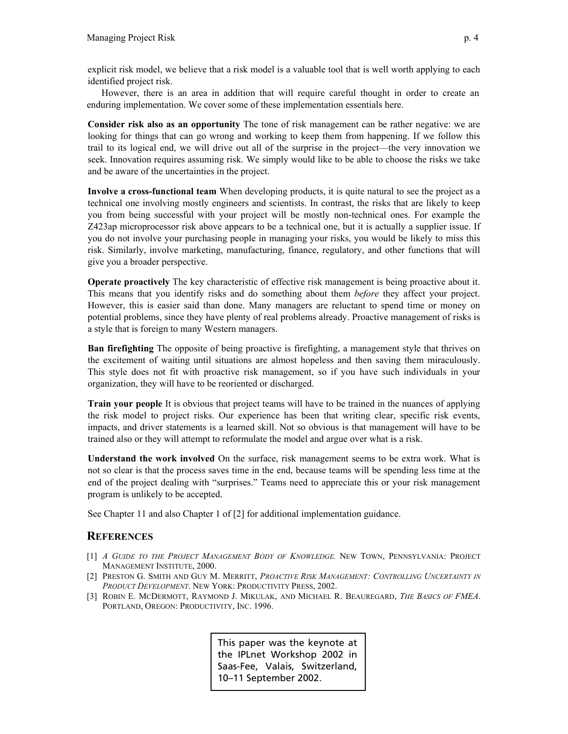explicit risk model, we believe that a risk model is a valuable tool that is well worth applying to each identified project risk.

However, there is an area in addition that will require careful thought in order to create an enduring implementation. We cover some of these implementation essentials here.

**Consider risk also as an opportunity** The tone of risk management can be rather negative: we are looking for things that can go wrong and working to keep them from happening. If we follow this trail to its logical end, we will drive out all of the surprise in the project—the very innovation we seek. Innovation requires assuming risk. We simply would like to be able to choose the risks we take and be aware of the uncertainties in the project.

**Involve a cross-functional team** When developing products, it is quite natural to see the project as a technical one involving mostly engineers and scientists. In contrast, the risks that are likely to keep you from being successful with your project will be mostly non-technical ones. For example the Z423ap microprocessor risk above appears to be a technical one, but it is actually a supplier issue. If you do not involve your purchasing people in managing your risks, you would be likely to miss this risk. Similarly, involve marketing, manufacturing, finance, regulatory, and other functions that will give you a broader perspective.

**Operate proactively** The key characteristic of effective risk management is being proactive about it. This means that you identify risks and do something about them *before* they affect your project. However, this is easier said than done. Many managers are reluctant to spend time or money on potential problems, since they have plenty of real problems already. Proactive management of risks is a style that is foreign to many Western managers.

**Ban firefighting** The opposite of being proactive is firefighting, a management style that thrives on the excitement of waiting until situations are almost hopeless and then saving them miraculously. This style does not fit with proactive risk management, so if you have such individuals in your organization, they will have to be reoriented or discharged.

**Train your people** It is obvious that project teams will have to be trained in the nuances of applying the risk model to project risks. Our experience has been that writing clear, specific risk events, impacts, and driver statements is a learned skill. Not so obvious is that management will have to be trained also or they will attempt to reformulate the model and argue over what is a risk.

**Understand the work involved** On the surface, risk management seems to be extra work. What is not so clear is that the process saves time in the end, because teams will be spending less time at the end of the project dealing with "surprises." Teams need to appreciate this or your risk management program is unlikely to be accepted.

See Chapter 11 and also Chapter 1 of [2] for additional implementation guidance.

## References

[1] *A Guide to the Project Management Body of Knowledge.* New Town, Pennsylvania: Project Management Institute, 2000.

[2] Preston G. Smith and Guy M. Merritt, *Proactive Risk Management: Controlling Uncertainty in Product Development*. New York: Productivity Press, 2002.

[3] Robin E. McDermott, Raymond J. Mikulak, and Michael R. Beauregard, *The Basics of FMEA*. Portland, Oregon: Productivity, Inc. 1996.

This paper was the keynote at the IPLnet Workshop 2002 in Saas-Fee, Valais, Switzerland, 10–11 September 2002.